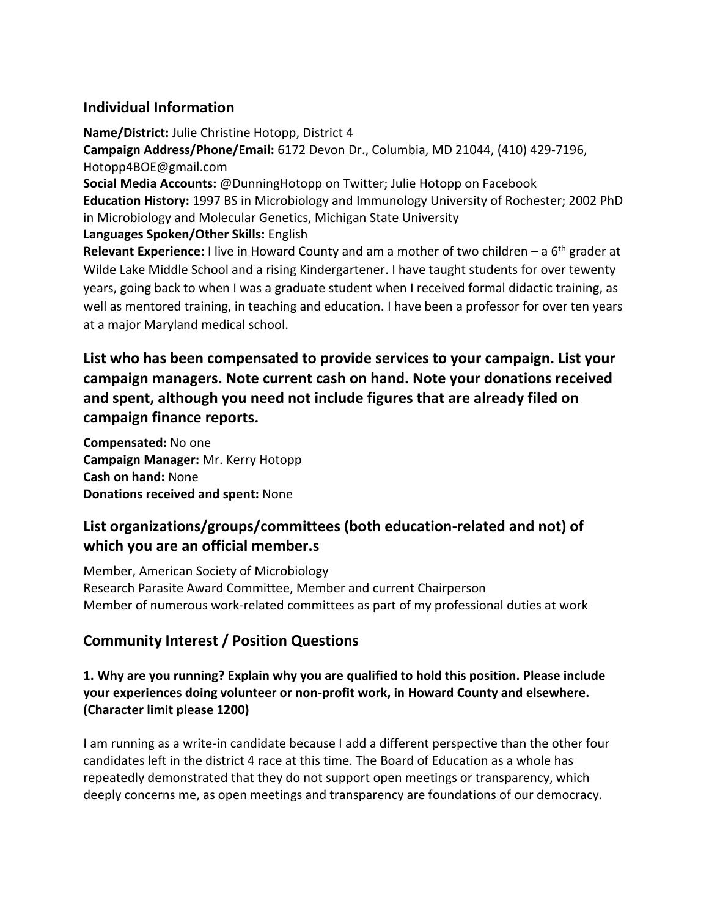## Individual Information

**Name/District:** Julie Christine Hotopp, District 4
**Campaign Address/Phone/Email:** 6172 Devon Dr., Columbia, MD 21044, (410) 429-7196, Hotopp4BOE@gmail.com
**Social Media Accounts:** @DunningHotopp on Twitter; Julie Hotopp on Facebook
**Education History:** 1997 BS in Microbiology and Immunology University of Rochester; 2002 PhD in Microbiology and Molecular Genetics, Michigan State University
**Languages Spoken/Other Skills:** English
**Relevant Experience:** I live in Howard County and am a mother of two children – a 6th grader at Wilde Lake Middle School and a rising Kindergartener. I have taught students for over tewenty years, going back to when I was a graduate student when I received formal didactic training, as well as mentored training, in teaching and education. I have been a professor for over ten years at a major Maryland medical school.

## List who has been compensated to provide services to your campaign. List your campaign managers. Note current cash on hand. Note your donations received and spent, although you need not include figures that are already filed on campaign finance reports.

**Compensated:** No one
**Campaign Manager:** Mr. Kerry Hotopp
**Cash on hand:** None
**Donations received and spent:** None

## List organizations/groups/committees (both education-related and not) of which you are an official member.s

Member, American Society of Microbiology
Research Parasite Award Committee, Member and current Chairperson
Member of numerous work-related committees as part of my professional duties at work

## Community Interest / Position Questions

### 1. Why are you running? Explain why you are qualified to hold this position. Please include your experiences doing volunteer or non-profit work, in Howard County and elsewhere. (Character limit please 1200)

I am running as a write-in candidate because I add a different perspective than the other four candidates left in the district 4 race at this time. The Board of Education as a whole has repeatedly demonstrated that they do not support open meetings or transparency, which deeply concerns me, as open meetings and transparency are foundations of our democracy.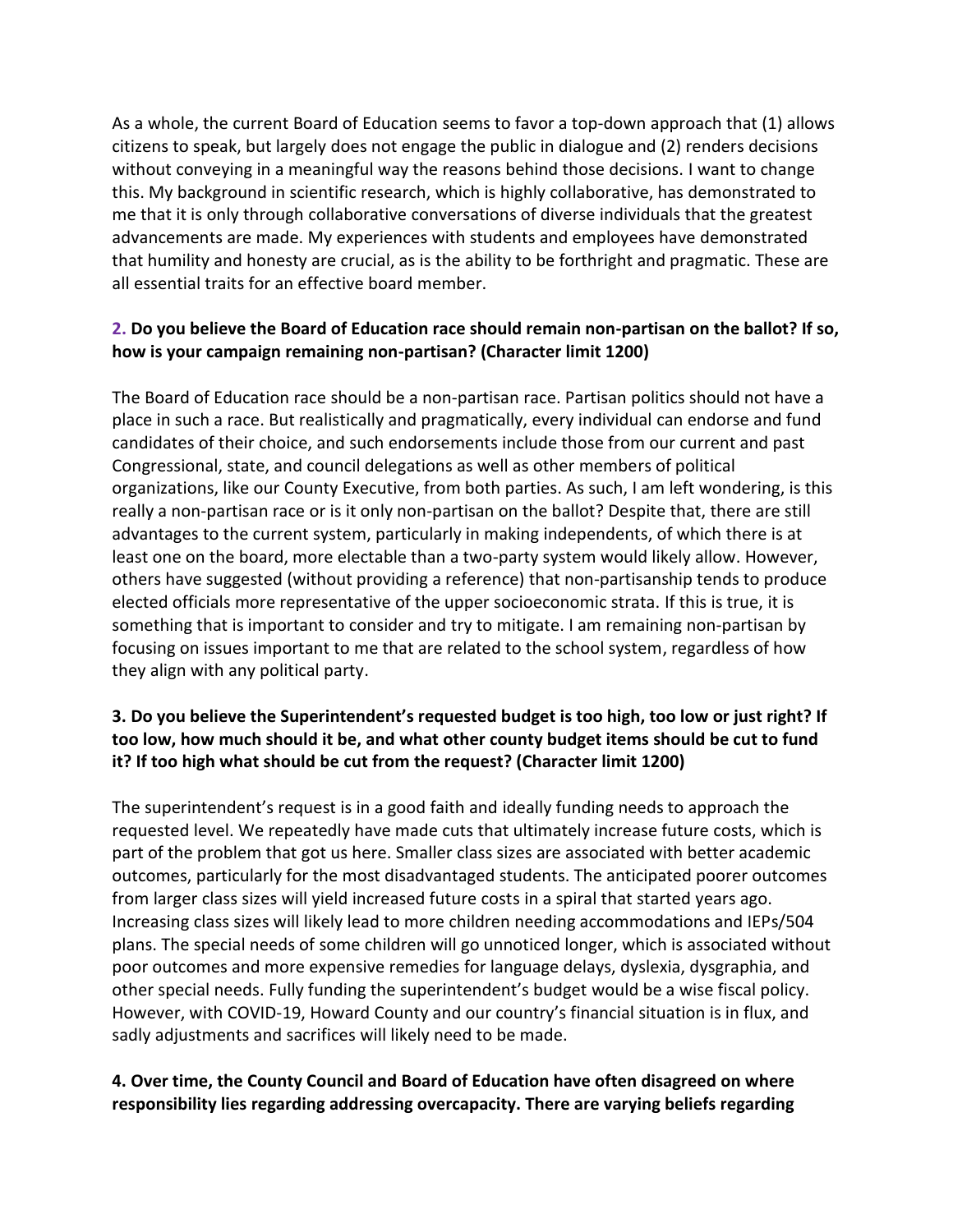As a whole, the current Board of Education seems to favor a top-down approach that (1) allows citizens to speak, but largely does not engage the public in dialogue and (2) renders decisions without conveying in a meaningful way the reasons behind those decisions. I want to change this. My background in scientific research, which is highly collaborative, has demonstrated to me that it is only through collaborative conversations of diverse individuals that the greatest advancements are made. My experiences with students and employees have demonstrated that humility and honesty are crucial, as is the ability to be forthright and pragmatic. These are all essential traits for an effective board member.

**2. Do you believe the Board of Education race should remain non-partisan on the ballot? If so, how is your campaign remaining non-partisan? (Character limit 1200)**

The Board of Education race should be a non-partisan race. Partisan politics should not have a place in such a race. But realistically and pragmatically, every individual can endorse and fund candidates of their choice, and such endorsements include those from our current and past Congressional, state, and council delegations as well as other members of political organizations, like our County Executive, from both parties. As such, I am left wondering, is this really a non-partisan race or is it only non-partisan on the ballot? Despite that, there are still advantages to the current system, particularly in making independents, of which there is at least one on the board, more electable than a two-party system would likely allow. However, others have suggested (without providing a reference) that non-partisanship tends to produce elected officials more representative of the upper socioeconomic strata. If this is true, it is something that is important to consider and try to mitigate. I am remaining non-partisan by focusing on issues important to me that are related to the school system, regardless of how they align with any political party.

**3. Do you believe the Superintendent's requested budget is too high, too low or just right? If too low, how much should it be, and what other county budget items should be cut to fund it? If too high what should be cut from the request? (Character limit 1200)**

The superintendent's request is in a good faith and ideally funding needs to approach the requested level. We repeatedly have made cuts that ultimately increase future costs, which is part of the problem that got us here. Smaller class sizes are associated with better academic outcomes, particularly for the most disadvantaged students. The anticipated poorer outcomes from larger class sizes will yield increased future costs in a spiral that started years ago. Increasing class sizes will likely lead to more children needing accommodations and IEPs/504 plans. The special needs of some children will go unnoticed longer, which is associated without poor outcomes and more expensive remedies for language delays, dyslexia, dysgraphia, and other special needs. Fully funding the superintendent's budget would be a wise fiscal policy. However, with COVID-19, Howard County and our country's financial situation is in flux, and sadly adjustments and sacrifices will likely need to be made.

**4. Over time, the County Council and Board of Education have often disagreed on where responsibility lies regarding addressing overcapacity. There are varying beliefs regarding**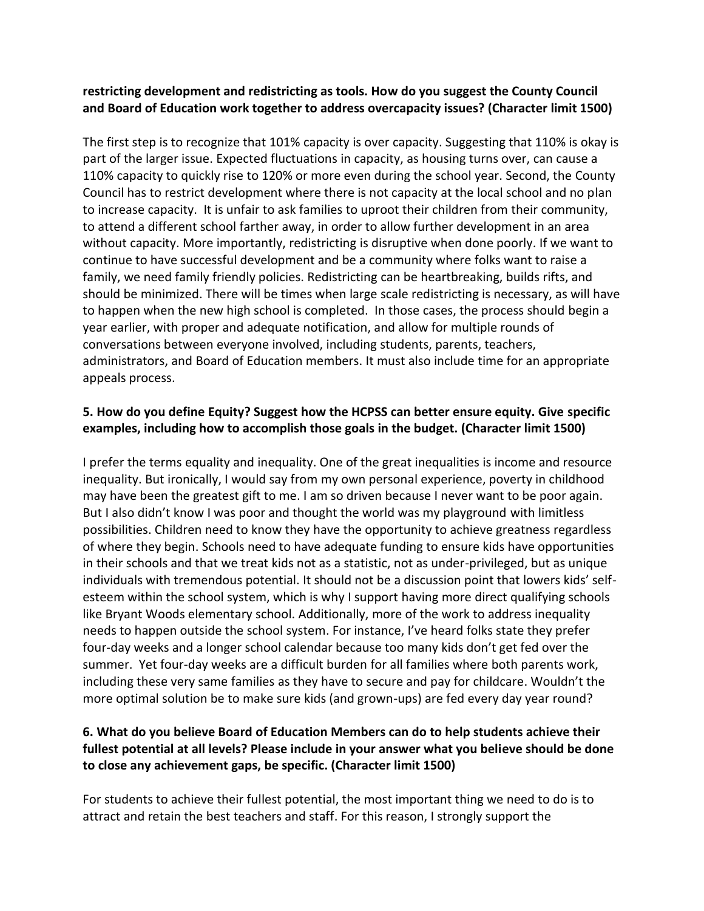**restricting development and redistricting as tools. How do you suggest the County Council and Board of Education work together to address overcapacity issues? (Character limit 1500)**

The first step is to recognize that 101% capacity is over capacity. Suggesting that 110% is okay is part of the larger issue. Expected fluctuations in capacity, as housing turns over, can cause a 110% capacity to quickly rise to 120% or more even during the school year. Second, the County Council has to restrict development where there is not capacity at the local school and no plan to increase capacity. It is unfair to ask families to uproot their children from their community, to attend a different school farther away, in order to allow further development in an area without capacity. More importantly, redistricting is disruptive when done poorly. If we want to continue to have successful development and be a community where folks want to raise a family, we need family friendly policies. Redistricting can be heartbreaking, builds rifts, and should be minimized. There will be times when large scale redistricting is necessary, as will have to happen when the new high school is completed. In those cases, the process should begin a year earlier, with proper and adequate notification, and allow for multiple rounds of conversations between everyone involved, including students, parents, teachers, administrators, and Board of Education members. It must also include time for an appropriate appeals process.

**5. How do you define Equity? Suggest how the HCPSS can better ensure equity. Give specific examples, including how to accomplish those goals in the budget. (Character limit 1500)**

I prefer the terms equality and inequality. One of the great inequalities is income and resource inequality. But ironically, I would say from my own personal experience, poverty in childhood may have been the greatest gift to me. I am so driven because I never want to be poor again. But I also didn't know I was poor and thought the world was my playground with limitless possibilities. Children need to know they have the opportunity to achieve greatness regardless of where they begin. Schools need to have adequate funding to ensure kids have opportunities in their schools and that we treat kids not as a statistic, not as under-privileged, but as unique individuals with tremendous potential. It should not be a discussion point that lowers kids' self-esteem within the school system, which is why I support having more direct qualifying schools like Bryant Woods elementary school. Additionally, more of the work to address inequality needs to happen outside the school system. For instance, I've heard folks state they prefer four-day weeks and a longer school calendar because too many kids don't get fed over the summer. Yet four-day weeks are a difficult burden for all families where both parents work, including these very same families as they have to secure and pay for childcare. Wouldn't the more optimal solution be to make sure kids (and grown-ups) are fed every day year round?

**6. What do you believe Board of Education Members can do to help students achieve their fullest potential at all levels? Please include in your answer what you believe should be done to close any achievement gaps, be specific. (Character limit 1500)**

For students to achieve their fullest potential, the most important thing we need to do is to attract and retain the best teachers and staff. For this reason, I strongly support the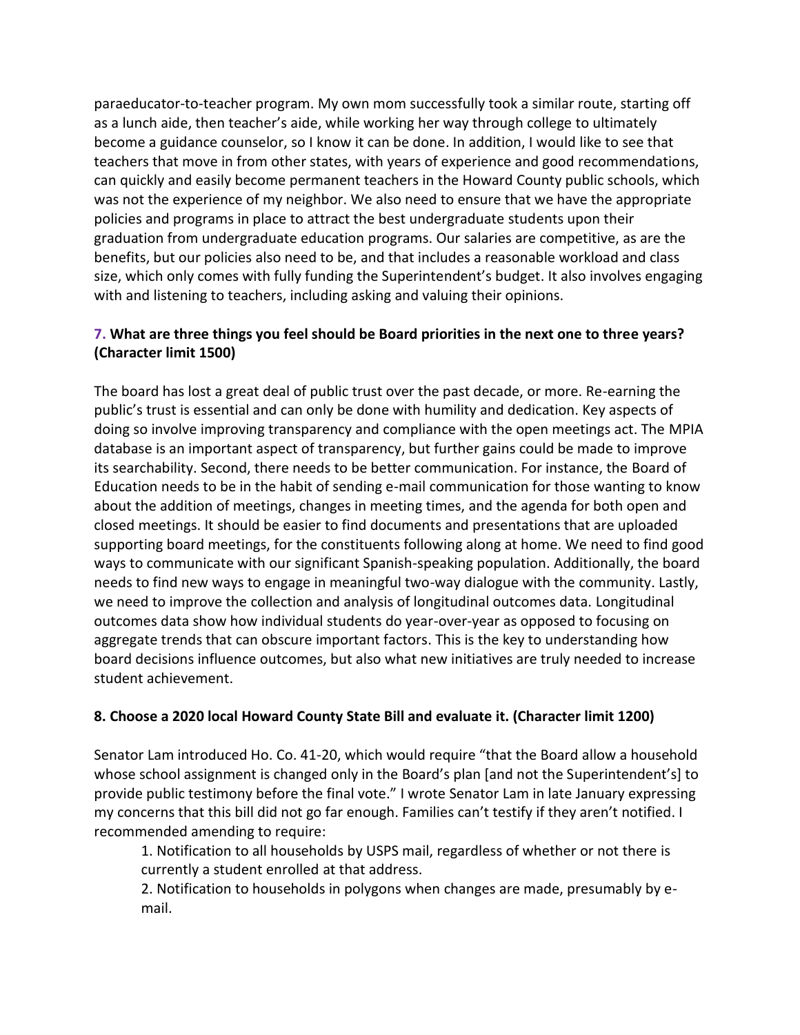paraeducator-to-teacher program. My own mom successfully took a similar route, starting off as a lunch aide, then teacher's aide, while working her way through college to ultimately become a guidance counselor, so I know it can be done. In addition, I would like to see that teachers that move in from other states, with years of experience and good recommendations, can quickly and easily become permanent teachers in the Howard County public schools, which was not the experience of my neighbor. We also need to ensure that we have the appropriate policies and programs in place to attract the best undergraduate students upon their graduation from undergraduate education programs. Our salaries are competitive, as are the benefits, but our policies also need to be, and that includes a reasonable workload and class size, which only comes with fully funding the Superintendent's budget. It also involves engaging with and listening to teachers, including asking and valuing their opinions.

### 7. What are three things you feel should be Board priorities in the next one to three years? (Character limit 1500)

The board has lost a great deal of public trust over the past decade, or more. Re-earning the public's trust is essential and can only be done with humility and dedication. Key aspects of doing so involve improving transparency and compliance with the open meetings act. The MPIA database is an important aspect of transparency, but further gains could be made to improve its searchability. Second, there needs to be better communication. For instance, the Board of Education needs to be in the habit of sending e-mail communication for those wanting to know about the addition of meetings, changes in meeting times, and the agenda for both open and closed meetings. It should be easier to find documents and presentations that are uploaded supporting board meetings, for the constituents following along at home. We need to find good ways to communicate with our significant Spanish-speaking population. Additionally, the board needs to find new ways to engage in meaningful two-way dialogue with the community. Lastly, we need to improve the collection and analysis of longitudinal outcomes data. Longitudinal outcomes data show how individual students do year-over-year as opposed to focusing on aggregate trends that can obscure important factors. This is the key to understanding how board decisions influence outcomes, but also what new initiatives are truly needed to increase student achievement.

### 8. Choose a 2020 local Howard County State Bill and evaluate it. (Character limit 1200)

Senator Lam introduced Ho. Co. 41-20, which would require "that the Board allow a household whose school assignment is changed only in the Board's plan [and not the Superintendent's] to provide public testimony before the final vote." I wrote Senator Lam in late January expressing my concerns that this bill did not go far enough. Families can't testify if they aren't notified. I recommended amending to require:

1. Notification to all households by USPS mail, regardless of whether or not there is currently a student enrolled at that address.
2. Notification to households in polygons when changes are made, presumably by e-mail.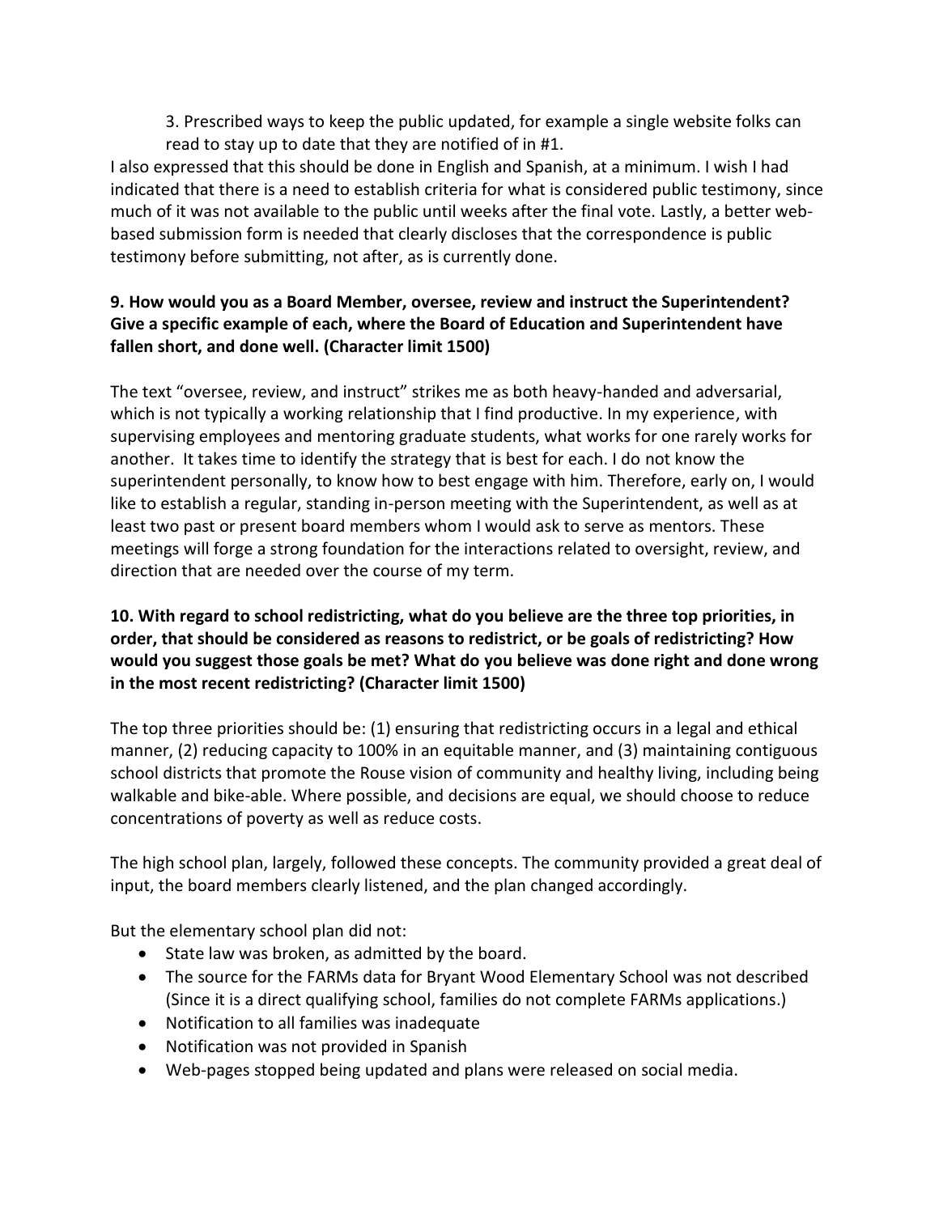3. Prescribed ways to keep the public updated, for example a single website folks can read to stay up to date that they are notified of in #1.

I also expressed that this should be done in English and Spanish, at a minimum. I wish I had indicated that there is a need to establish criteria for what is considered public testimony, since much of it was not available to the public until weeks after the final vote. Lastly, a better web-based submission form is needed that clearly discloses that the correspondence is public testimony before submitting, not after, as is currently done.

**9. How would you as a Board Member, oversee, review and instruct the Superintendent? Give a specific example of each, where the Board of Education and Superintendent have fallen short, and done well. (Character limit 1500)**

The text "oversee, review, and instruct" strikes me as both heavy-handed and adversarial, which is not typically a working relationship that I find productive. In my experience, with supervising employees and mentoring graduate students, what works for one rarely works for another. It takes time to identify the strategy that is best for each. I do not know the superintendent personally, to know how to best engage with him. Therefore, early on, I would like to establish a regular, standing in-person meeting with the Superintendent, as well as at least two past or present board members whom I would ask to serve as mentors. These meetings will forge a strong foundation for the interactions related to oversight, review, and direction that are needed over the course of my term.

**10. With regard to school redistricting, what do you believe are the three top priorities, in order, that should be considered as reasons to redistrict, or be goals of redistricting? How would you suggest those goals be met? What do you believe was done right and done wrong in the most recent redistricting? (Character limit 1500)**

The top three priorities should be: (1) ensuring that redistricting occurs in a legal and ethical manner, (2) reducing capacity to 100% in an equitable manner, and (3) maintaining contiguous school districts that promote the Rouse vision of community and healthy living, including being walkable and bike-able. Where possible, and decisions are equal, we should choose to reduce concentrations of poverty as well as reduce costs.

The high school plan, largely, followed these concepts. The community provided a great deal of input, the board members clearly listened, and the plan changed accordingly.

But the elementary school plan did not:

- State law was broken, as admitted by the board.
- The source for the FARMs data for Bryant Wood Elementary School was not described (Since it is a direct qualifying school, families do not complete FARMs applications.)
- Notification to all families was inadequate
- Notification was not provided in Spanish
- Web-pages stopped being updated and plans were released on social media.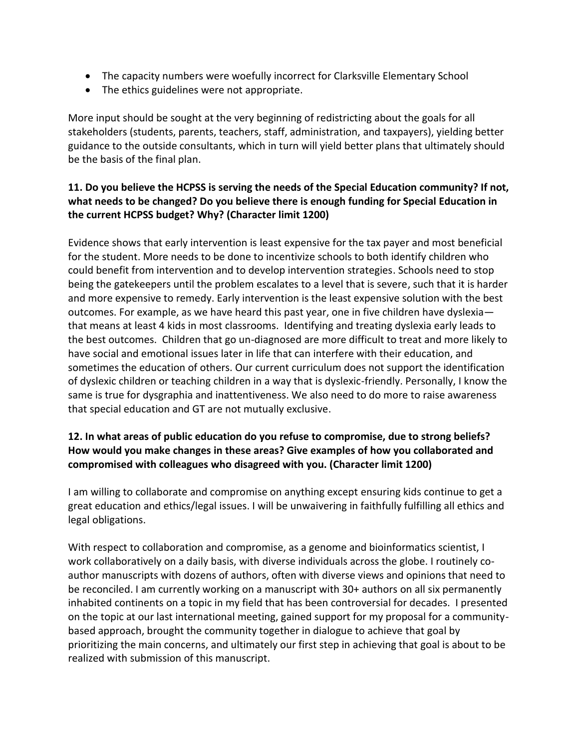- The capacity numbers were woefully incorrect for Clarksville Elementary School
- The ethics guidelines were not appropriate.

More input should be sought at the very beginning of redistricting about the goals for all stakeholders (students, parents, teachers, staff, administration, and taxpayers), yielding better guidance to the outside consultants, which in turn will yield better plans that ultimately should be the basis of the final plan.

**11. Do you believe the HCPSS is serving the needs of the Special Education community? If not, what needs to be changed? Do you believe there is enough funding for Special Education in the current HCPSS budget? Why? (Character limit 1200)**

Evidence shows that early intervention is least expensive for the tax payer and most beneficial for the student. More needs to be done to incentivize schools to both identify children who could benefit from intervention and to develop intervention strategies. Schools need to stop being the gatekeepers until the problem escalates to a level that is severe, such that it is harder and more expensive to remedy. Early intervention is the least expensive solution with the best outcomes. For example, as we have heard this past year, one in five children have dyslexia—that means at least 4 kids in most classrooms. Identifying and treating dyslexia early leads to the best outcomes. Children that go un-diagnosed are more difficult to treat and more likely to have social and emotional issues later in life that can interfere with their education, and sometimes the education of others. Our current curriculum does not support the identification of dyslexic children or teaching children in a way that is dyslexic-friendly. Personally, I know the same is true for dysgraphia and inattentiveness. We also need to do more to raise awareness that special education and GT are not mutually exclusive.

**12. In what areas of public education do you refuse to compromise, due to strong beliefs? How would you make changes in these areas? Give examples of how you collaborated and compromised with colleagues who disagreed with you. (Character limit 1200)**

I am willing to collaborate and compromise on anything except ensuring kids continue to get a great education and ethics/legal issues. I will be unwaivering in faithfully fulfilling all ethics and legal obligations.

With respect to collaboration and compromise, as a genome and bioinformatics scientist, I work collaboratively on a daily basis, with diverse individuals across the globe. I routinely co-author manuscripts with dozens of authors, often with diverse views and opinions that need to be reconciled. I am currently working on a manuscript with 30+ authors on all six permanently inhabited continents on a topic in my field that has been controversial for decades. I presented on the topic at our last international meeting, gained support for my proposal for a community-based approach, brought the community together in dialogue to achieve that goal by prioritizing the main concerns, and ultimately our first step in achieving that goal is about to be realized with submission of this manuscript.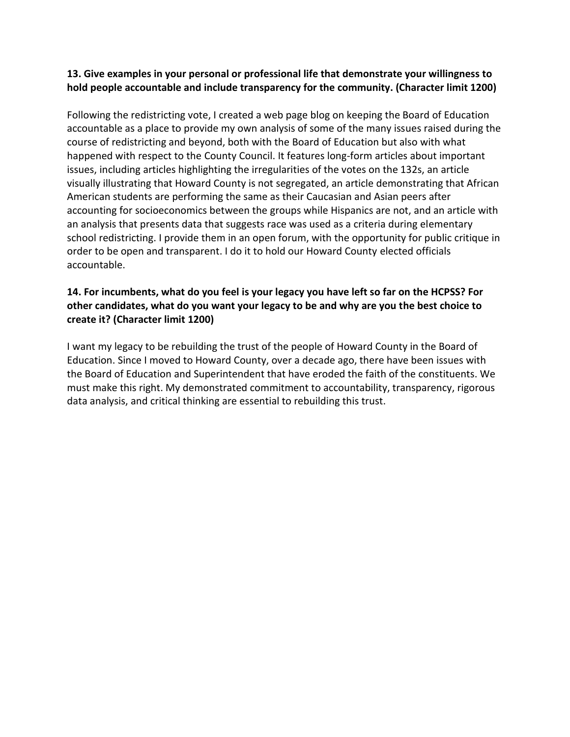**13. Give examples in your personal or professional life that demonstrate your willingness to hold people accountable and include transparency for the community. (Character limit 1200)**

Following the redistricting vote, I created a web page blog on keeping the Board of Education accountable as a place to provide my own analysis of some of the many issues raised during the course of redistricting and beyond, both with the Board of Education but also with what happened with respect to the County Council. It features long-form articles about important issues, including articles highlighting the irregularities of the votes on the 132s, an article visually illustrating that Howard County is not segregated, an article demonstrating that African American students are performing the same as their Caucasian and Asian peers after accounting for socioeconomics between the groups while Hispanics are not, and an article with an analysis that presents data that suggests race was used as a criteria during elementary school redistricting. I provide them in an open forum, with the opportunity for public critique in order to be open and transparent. I do it to hold our Howard County elected officials accountable.

**14. For incumbents, what do you feel is your legacy you have left so far on the HCPSS? For other candidates, what do you want your legacy to be and why are you the best choice to create it? (Character limit 1200)**

I want my legacy to be rebuilding the trust of the people of Howard County in the Board of Education. Since I moved to Howard County, over a decade ago, there have been issues with the Board of Education and Superintendent that have eroded the faith of the constituents. We must make this right. My demonstrated commitment to accountability, transparency, rigorous data analysis, and critical thinking are essential to rebuilding this trust.